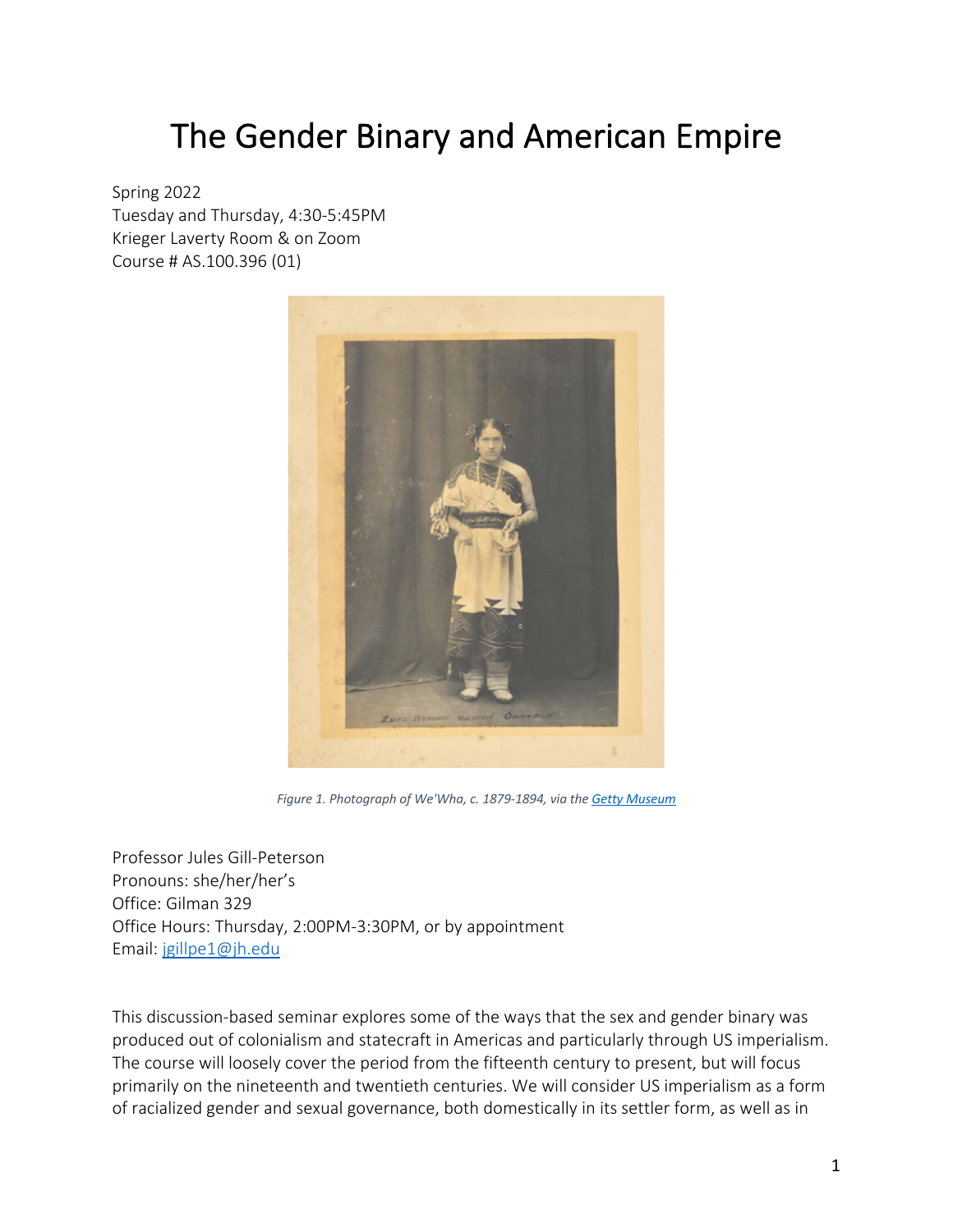# The Gender Binary and American Empire

Spring 2022
Tuesday and Thursday, 4:30-5:45PM
Krieger Laverty Room & on Zoom
Course # AS.100.396 (01)

*Figure 1. Photograph of We'Wha, c. 1879-1894, via the Getty Museum*

Professor Jules Gill-Peterson
Pronouns: she/her/her's
Office: Gilman 329
Office Hours: Thursday, 2:00PM-3:30PM, or by appointment
Email: jgillpe1@jh.edu

This discussion-based seminar explores some of the ways that the sex and gender binary was produced out of colonialism and statecraft in Americas and particularly through US imperialism. The course will loosely cover the period from the fifteenth century to present, but will focus primarily on the nineteenth and twentieth centuries. We will consider US imperialism as a form of racialized gender and sexual governance, both domestically in its settler form, as well as in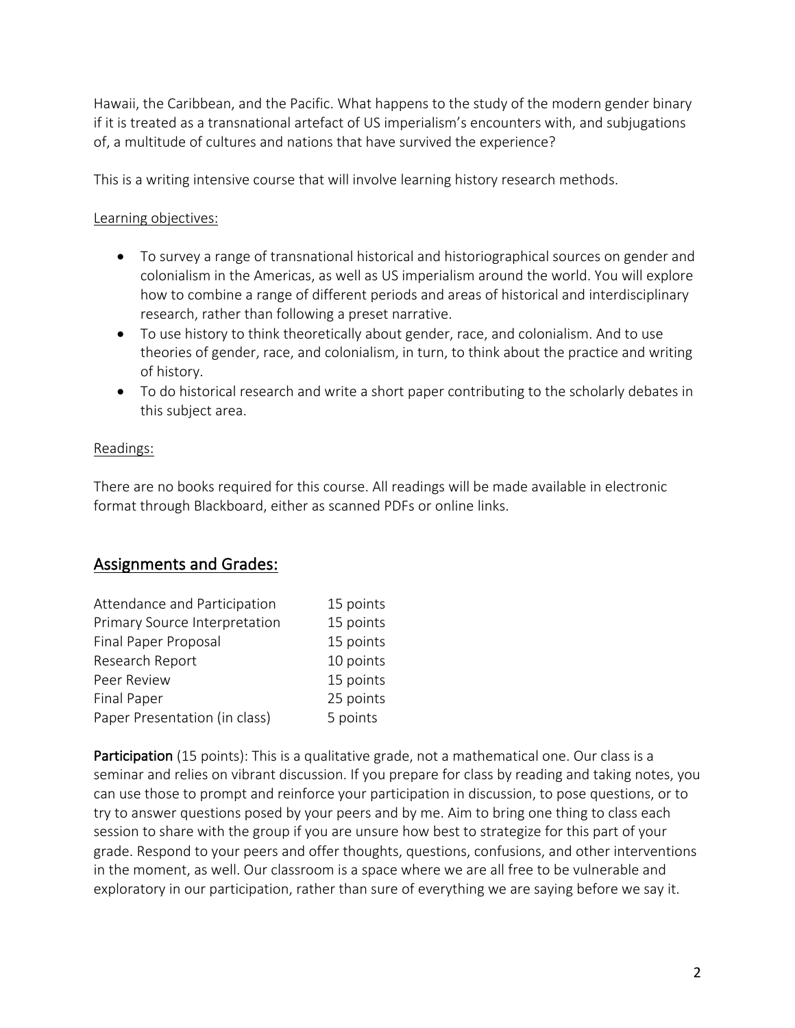Hawaii, the Caribbean, and the Pacific. What happens to the study of the modern gender binary if it is treated as a transnational artefact of US imperialism's encounters with, and subjugations of, a multitude of cultures and nations that have survived the experience?

This is a writing intensive course that will involve learning history research methods.

<u>Learning objectives:</u>

- To survey a range of transnational historical and historiographical sources on gender and colonialism in the Americas, as well as US imperialism around the world. You will explore how to combine a range of different periods and areas of historical and interdisciplinary research, rather than following a preset narrative.
- To use history to think theoretically about gender, race, and colonialism. And to use theories of gender, race, and colonialism, in turn, to think about the practice and writing of history.
- To do historical research and write a short paper contributing to the scholarly debates in this subject area.

<u>Readings:</u>

There are no books required for this course. All readings will be made available in electronic format through Blackboard, either as scanned PDFs or online links.

## Assignments and Grades:

| | |
|---|---|
| Attendance and Participation | 15 points |
| Primary Source Interpretation | 15 points |
| Final Paper Proposal | 15 points |
| Research Report | 10 points |
| Peer Review | 15 points |
| Final Paper | 25 points |
| Paper Presentation (in class) | 5 points |

**Participation** (15 points): This is a qualitative grade, not a mathematical one. Our class is a seminar and relies on vibrant discussion. If you prepare for class by reading and taking notes, you can use those to prompt and reinforce your participation in discussion, to pose questions, or to try to answer questions posed by your peers and by me. Aim to bring one thing to class each session to share with the group if you are unsure how best to strategize for this part of your grade. Respond to your peers and offer thoughts, questions, confusions, and other interventions in the moment, as well. Our classroom is a space where we are all free to be vulnerable and exploratory in our participation, rather than sure of everything we are saying before we say it.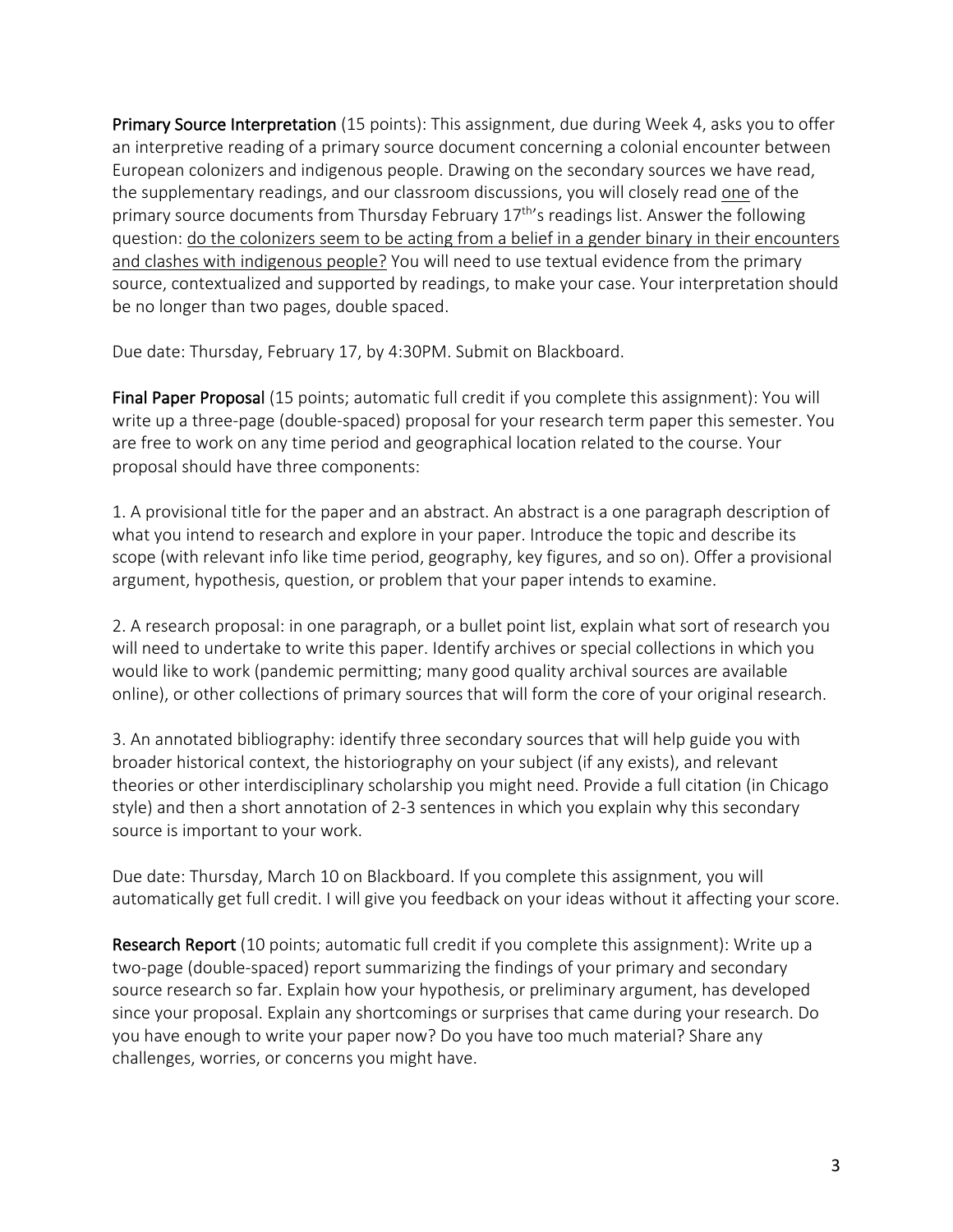**Primary Source Interpretation** (15 points): This assignment, due during Week 4, asks you to offer an interpretive reading of a primary source document concerning a colonial encounter between European colonizers and indigenous people. Drawing on the secondary sources we have read, the supplementary readings, and our classroom discussions, you will closely read <u>one</u> of the primary source documents from Thursday February 17th's readings list. Answer the following question: <u>do the colonizers seem to be acting from a belief in a gender binary in their encounters and clashes with indigenous people?</u> You will need to use textual evidence from the primary source, contextualized and supported by readings, to make your case. Your interpretation should be no longer than two pages, double spaced.

Due date: Thursday, February 17, by 4:30PM. Submit on Blackboard.

**Final Paper Proposal** (15 points; automatic full credit if you complete this assignment): You will write up a three-page (double-spaced) proposal for your research term paper this semester. You are free to work on any time period and geographical location related to the course. Your proposal should have three components:

1. A provisional title for the paper and an abstract. An abstract is a one paragraph description of what you intend to research and explore in your paper. Introduce the topic and describe its scope (with relevant info like time period, geography, key figures, and so on). Offer a provisional argument, hypothesis, question, or problem that your paper intends to examine.

2. A research proposal: in one paragraph, or a bullet point list, explain what sort of research you will need to undertake to write this paper. Identify archives or special collections in which you would like to work (pandemic permitting; many good quality archival sources are available online), or other collections of primary sources that will form the core of your original research.

3. An annotated bibliography: identify three secondary sources that will help guide you with broader historical context, the historiography on your subject (if any exists), and relevant theories or other interdisciplinary scholarship you might need. Provide a full citation (in Chicago style) and then a short annotation of 2-3 sentences in which you explain why this secondary source is important to your work.

Due date: Thursday, March 10 on Blackboard. If you complete this assignment, you will automatically get full credit. I will give you feedback on your ideas without it affecting your score.

**Research Report** (10 points; automatic full credit if you complete this assignment): Write up a two-page (double-spaced) report summarizing the findings of your primary and secondary source research so far. Explain how your hypothesis, or preliminary argument, has developed since your proposal. Explain any shortcomings or surprises that came during your research. Do you have enough to write your paper now? Do you have too much material? Share any challenges, worries, or concerns you might have.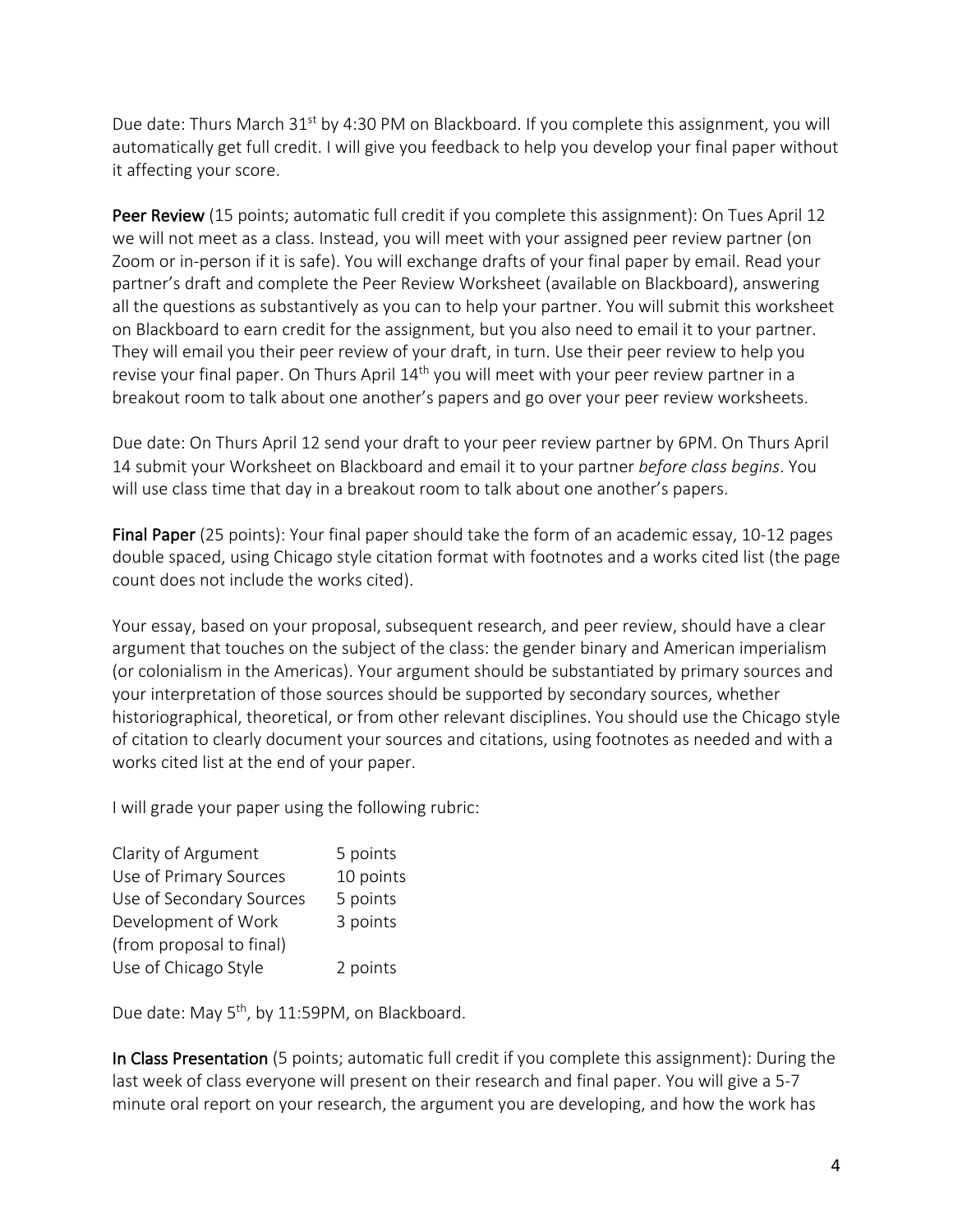Due date: Thurs March 31st by 4:30 PM on Blackboard. If you complete this assignment, you will automatically get full credit. I will give you feedback to help you develop your final paper without it affecting your score.

**Peer Review** (15 points; automatic full credit if you complete this assignment): On Tues April 12 we will not meet as a class. Instead, you will meet with your assigned peer review partner (on Zoom or in-person if it is safe). You will exchange drafts of your final paper by email. Read your partner's draft and complete the Peer Review Worksheet (available on Blackboard), answering all the questions as substantively as you can to help your partner. You will submit this worksheet on Blackboard to earn credit for the assignment, but you also need to email it to your partner. They will email you their peer review of your draft, in turn. Use their peer review to help you revise your final paper. On Thurs April 14th you will meet with your peer review partner in a breakout room to talk about one another's papers and go over your peer review worksheets.

Due date: On Thurs April 12 send your draft to your peer review partner by 6PM. On Thurs April 14 submit your Worksheet on Blackboard and email it to your partner *before class begins*. You will use class time that day in a breakout room to talk about one another's papers.

**Final Paper** (25 points): Your final paper should take the form of an academic essay, 10-12 pages double spaced, using Chicago style citation format with footnotes and a works cited list (the page count does not include the works cited).

Your essay, based on your proposal, subsequent research, and peer review, should have a clear argument that touches on the subject of the class: the gender binary and American imperialism (or colonialism in the Americas). Your argument should be substantiated by primary sources and your interpretation of those sources should be supported by secondary sources, whether historiographical, theoretical, or from other relevant disciplines. You should use the Chicago style of citation to clearly document your sources and citations, using footnotes as needed and with a works cited list at the end of your paper.

I will grade your paper using the following rubric:

| | |
|---|---|
| Clarity of Argument | 5 points |
| Use of Primary Sources | 10 points |
| Use of Secondary Sources | 5 points |
| Development of Work (from proposal to final) | 3 points |
| Use of Chicago Style | 2 points |

Due date: May 5th, by 11:59PM, on Blackboard.

**In Class Presentation** (5 points; automatic full credit if you complete this assignment): During the last week of class everyone will present on their research and final paper. You will give a 5-7 minute oral report on your research, the argument you are developing, and how the work has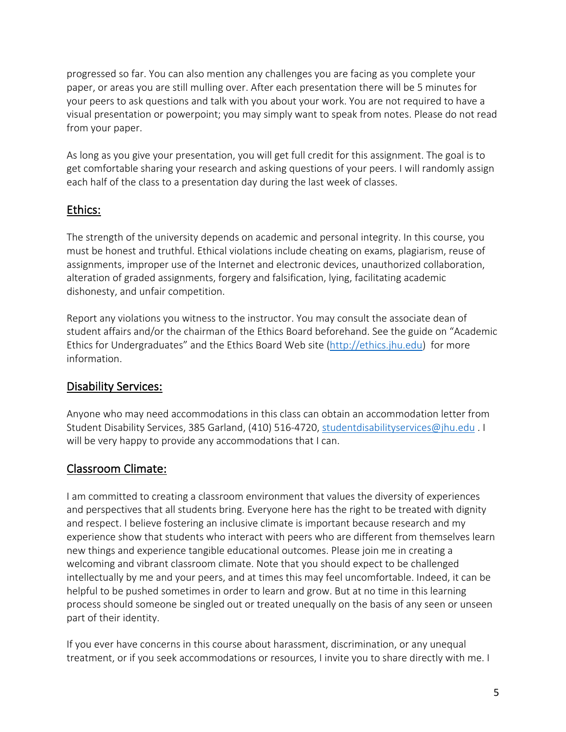progressed so far. You can also mention any challenges you are facing as you complete your paper, or areas you are still mulling over. After each presentation there will be 5 minutes for your peers to ask questions and talk with you about your work. You are not required to have a visual presentation or powerpoint; you may simply want to speak from notes. Please do not read from your paper.

As long as you give your presentation, you will get full credit for this assignment. The goal is to get comfortable sharing your research and asking questions of your peers. I will randomly assign each half of the class to a presentation day during the last week of classes.

## Ethics:

The strength of the university depends on academic and personal integrity. In this course, you must be honest and truthful. Ethical violations include cheating on exams, plagiarism, reuse of assignments, improper use of the Internet and electronic devices, unauthorized collaboration, alteration of graded assignments, forgery and falsification, lying, facilitating academic dishonesty, and unfair competition.

Report any violations you witness to the instructor. You may consult the associate dean of student affairs and/or the chairman of the Ethics Board beforehand. See the guide on "Academic Ethics for Undergraduates" and the Ethics Board Web site (http://ethics.jhu.edu) for more information.

## Disability Services:

Anyone who may need accommodations in this class can obtain an accommodation letter from Student Disability Services, 385 Garland, (410) 516-4720, studentdisabilityservices@jhu.edu . I will be very happy to provide any accommodations that I can.

## Classroom Climate:

I am committed to creating a classroom environment that values the diversity of experiences and perspectives that all students bring. Everyone here has the right to be treated with dignity and respect. I believe fostering an inclusive climate is important because research and my experience show that students who interact with peers who are different from themselves learn new things and experience tangible educational outcomes. Please join me in creating a welcoming and vibrant classroom climate. Note that you should expect to be challenged intellectually by me and your peers, and at times this may feel uncomfortable. Indeed, it can be helpful to be pushed sometimes in order to learn and grow. But at no time in this learning process should someone be singled out or treated unequally on the basis of any seen or unseen part of their identity.

If you ever have concerns in this course about harassment, discrimination, or any unequal treatment, or if you seek accommodations or resources, I invite you to share directly with me. I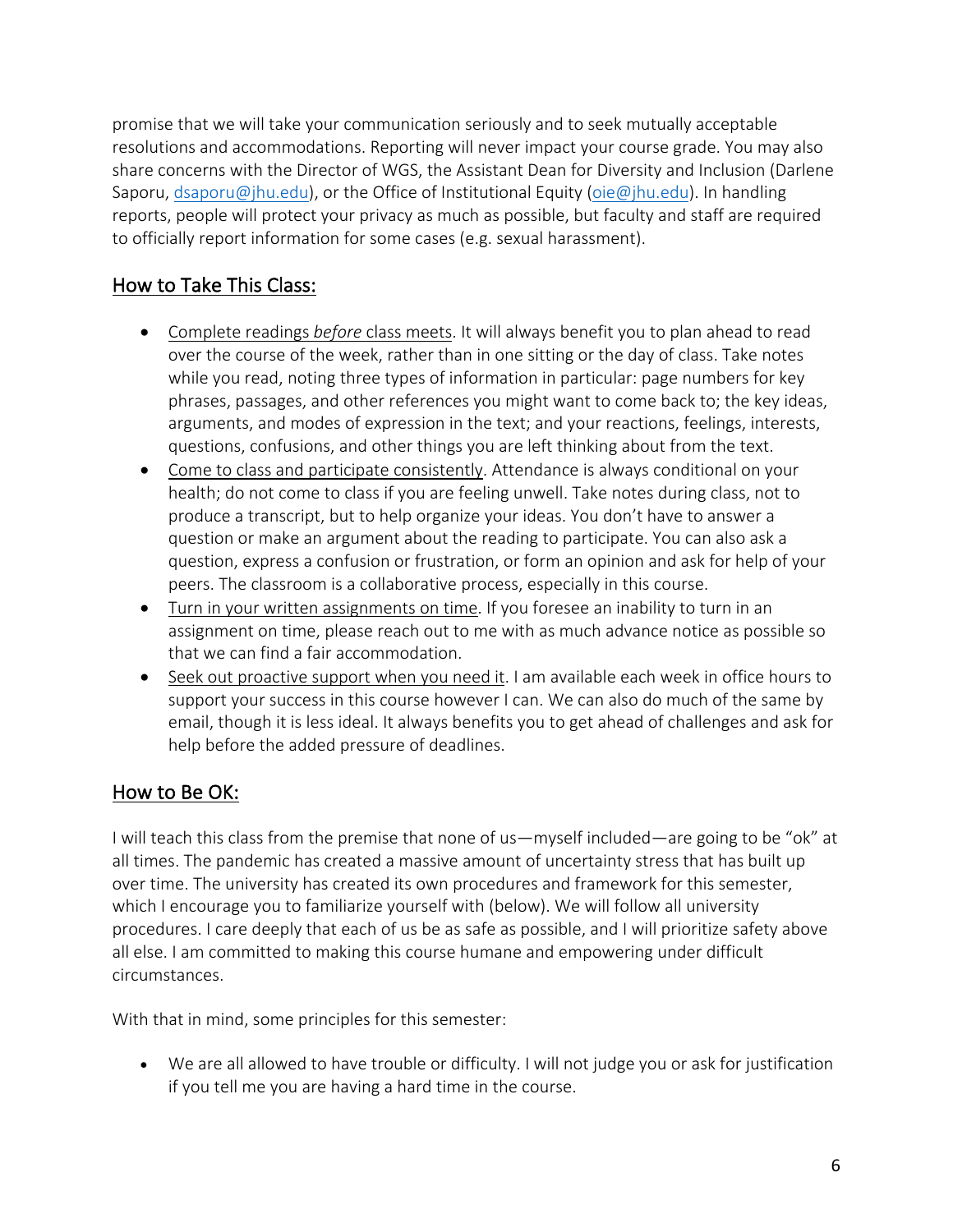promise that we will take your communication seriously and to seek mutually acceptable resolutions and accommodations. Reporting will never impact your course grade. You may also share concerns with the Director of WGS, the Assistant Dean for Diversity and Inclusion (Darlene Saporu, dsaporu@jhu.edu), or the Office of Institutional Equity (oie@jhu.edu). In handling reports, people will protect your privacy as much as possible, but faculty and staff are required to officially report information for some cases (e.g. sexual harassment).

## How to Take This Class:

- Complete readings *before* class meets. It will always benefit you to plan ahead to read over the course of the week, rather than in one sitting or the day of class. Take notes while you read, noting three types of information in particular: page numbers for key phrases, passages, and other references you might want to come back to; the key ideas, arguments, and modes of expression in the text; and your reactions, feelings, interests, questions, confusions, and other things you are left thinking about from the text.
- Come to class and participate consistently. Attendance is always conditional on your health; do not come to class if you are feeling unwell. Take notes during class, not to produce a transcript, but to help organize your ideas. You don't have to answer a question or make an argument about the reading to participate. You can also ask a question, express a confusion or frustration, or form an opinion and ask for help of your peers. The classroom is a collaborative process, especially in this course.
- Turn in your written assignments on time. If you foresee an inability to turn in an assignment on time, please reach out to me with as much advance notice as possible so that we can find a fair accommodation.
- Seek out proactive support when you need it. I am available each week in office hours to support your success in this course however I can. We can also do much of the same by email, though it is less ideal. It always benefits you to get ahead of challenges and ask for help before the added pressure of deadlines.

## How to Be OK:

I will teach this class from the premise that none of us—myself included—are going to be "ok" at all times. The pandemic has created a massive amount of uncertainty stress that has built up over time. The university has created its own procedures and framework for this semester, which I encourage you to familiarize yourself with (below). We will follow all university procedures. I care deeply that each of us be as safe as possible, and I will prioritize safety above all else. I am committed to making this course humane and empowering under difficult circumstances.

With that in mind, some principles for this semester:

- We are all allowed to have trouble or difficulty. I will not judge you or ask for justification if you tell me you are having a hard time in the course.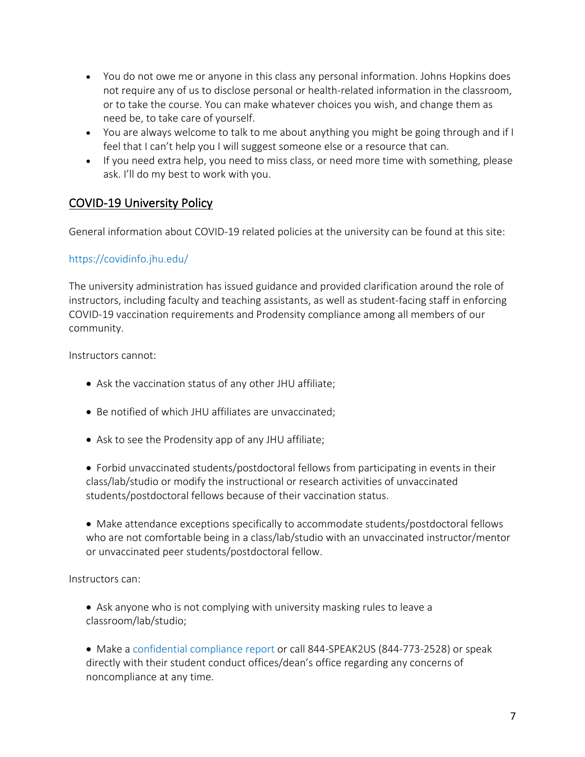- You do not owe me or anyone in this class any personal information. Johns Hopkins does not require any of us to disclose personal or health-related information in the classroom, or to take the course. You can make whatever choices you wish, and change them as need be, to take care of yourself.
- You are always welcome to talk to me about anything you might be going through and if I feel that I can't help you I will suggest someone else or a resource that can.
- If you need extra help, you need to miss class, or need more time with something, please ask. I'll do my best to work with you.

## COVID-19 University Policy

General information about COVID-19 related policies at the university can be found at this site:

https://covidinfo.jhu.edu/

The university administration has issued guidance and provided clarification around the role of instructors, including faculty and teaching assistants, as well as student-facing staff in enforcing COVID-19 vaccination requirements and Prodensity compliance among all members of our community.

Instructors cannot:

- Ask the vaccination status of any other JHU affiliate;
- Be notified of which JHU affiliates are unvaccinated;
- Ask to see the Prodensity app of any JHU affiliate;
- Forbid unvaccinated students/postdoctoral fellows from participating in events in their class/lab/studio or modify the instructional or research activities of unvaccinated students/postdoctoral fellows because of their vaccination status.
- Make attendance exceptions specifically to accommodate students/postdoctoral fellows who are not comfortable being in a class/lab/studio with an unvaccinated instructor/mentor or unvaccinated peer students/postdoctoral fellow.

Instructors can:

- Ask anyone who is not complying with university masking rules to leave a classroom/lab/studio;
- Make a confidential compliance report or call 844-SPEAK2US (844-773-2528) or speak directly with their student conduct offices/dean's office regarding any concerns of noncompliance at any time.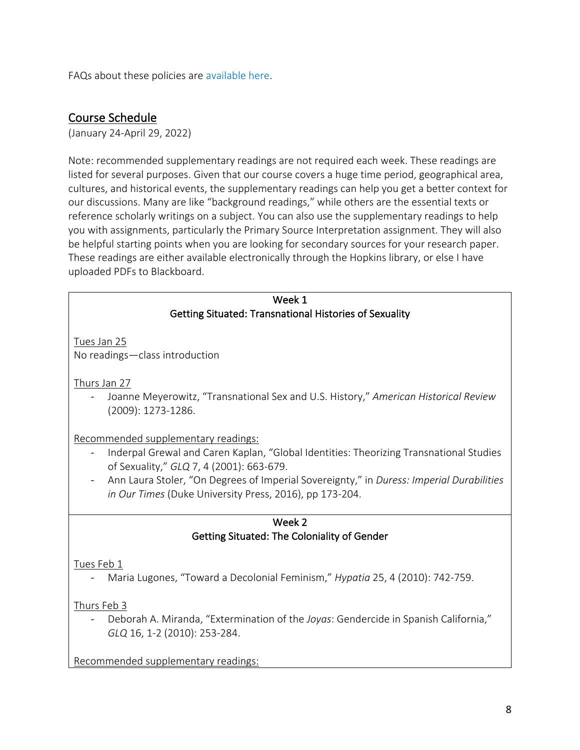FAQs about these policies are available here.

## Course Schedule

(January 24-April 29, 2022)

Note: recommended supplementary readings are not required each week. These readings are listed for several purposes. Given that our course covers a huge time period, geographical area, cultures, and historical events, the supplementary readings can help you get a better context for our discussions. Many are like "background readings," while others are the essential texts or reference scholarly writings on a subject. You can also use the supplementary readings to help you with assignments, particularly the Primary Source Interpretation assignment. They will also be helpful starting points when you are looking for secondary sources for your research paper. These readings are either available electronically through the Hopkins library, or else I have uploaded PDFs to Blackboard.

### Week 1
### Getting Situated: Transnational Histories of Sexuality

Tues Jan 25

No readings—class introduction

Thurs Jan 27

- Joanne Meyerowitz, "Transnational Sex and U.S. History," *American Historical Review* (2009): 1273-1286.

Recommended supplementary readings:

- Inderpal Grewal and Caren Kaplan, "Global Identities: Theorizing Transnational Studies of Sexuality," *GLQ* 7, 4 (2001): 663-679.
- Ann Laura Stoler, "On Degrees of Imperial Sovereignty," in *Duress: Imperial Durabilities in Our Times* (Duke University Press, 2016), pp 173-204.

### Week 2
### Getting Situated: The Coloniality of Gender

Tues Feb 1

- Maria Lugones, "Toward a Decolonial Feminism," *Hypatia* 25, 4 (2010): 742-759.

Thurs Feb 3

- Deborah A. Miranda, "Extermination of the *Joyas*: Gendercide in Spanish California," *GLQ* 16, 1-2 (2010): 253-284.

Recommended supplementary readings: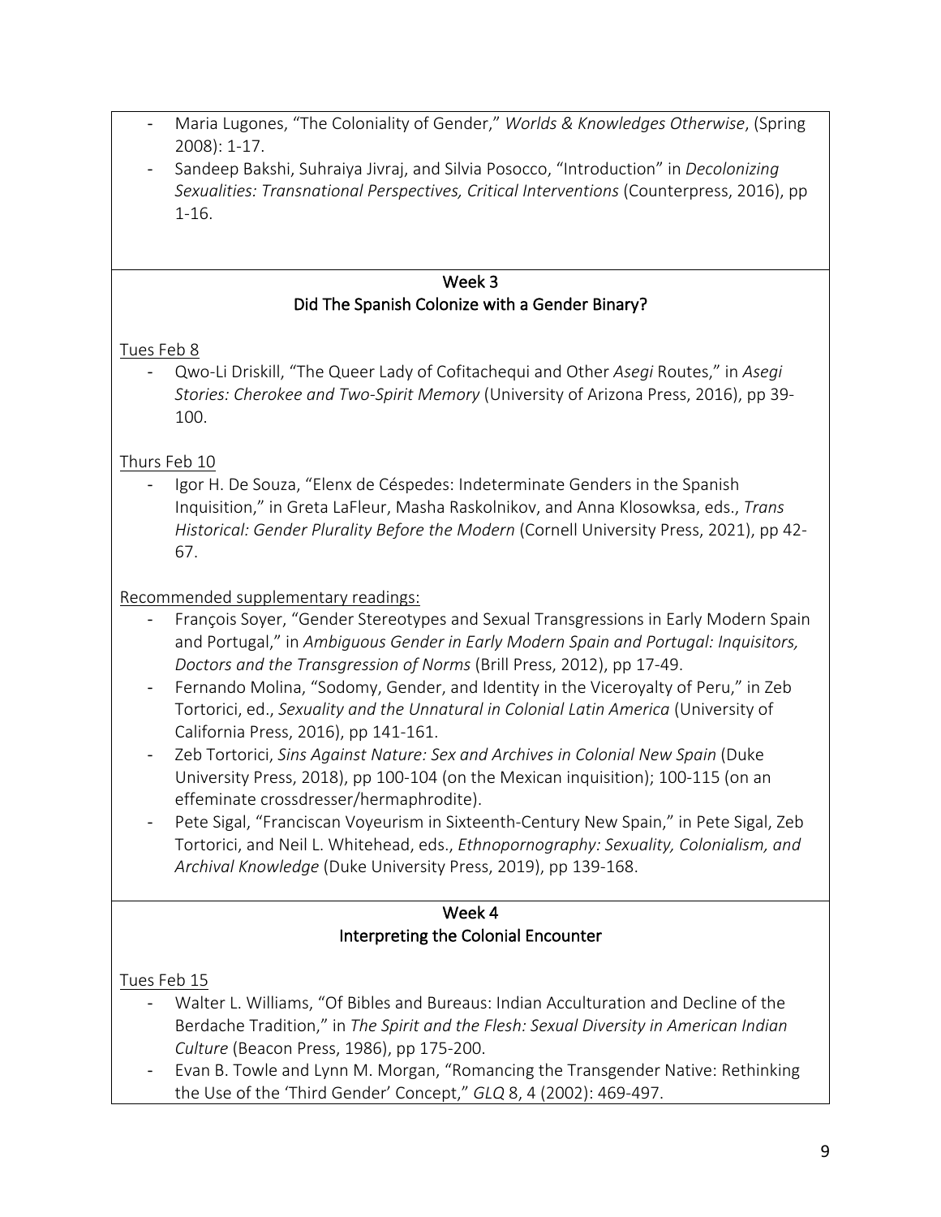- Maria Lugones, "The Coloniality of Gender," *Worlds & Knowledges Otherwise*, (Spring 2008): 1-17.
- Sandeep Bakshi, Suhraiya Jivraj, and Silvia Posocco, "Introduction" in *Decolonizing Sexualities: Transnational Perspectives, Critical Interventions* (Counterpress, 2016), pp 1-16.

## Week 3
## Did The Spanish Colonize with a Gender Binary?

<u>Tues Feb 8</u>

- Qwo-Li Driskill, "The Queer Lady of Cofitachequi and Other *Asegi* Routes," in *Asegi Stories: Cherokee and Two-Spirit Memory* (University of Arizona Press, 2016), pp 39-100.

<u>Thurs Feb 10</u>

- Igor H. De Souza, "Elenx de Céspedes: Indeterminate Genders in the Spanish Inquisition," in Greta LaFleur, Masha Raskolnikov, and Anna Klosowksa, eds., *Trans Historical: Gender Plurality Before the Modern* (Cornell University Press, 2021), pp 42-67.

<u>Recommended supplementary readings:</u>

- François Soyer, "Gender Stereotypes and Sexual Transgressions in Early Modern Spain and Portugal," in *Ambiguous Gender in Early Modern Spain and Portugal: Inquisitors, Doctors and the Transgression of Norms* (Brill Press, 2012), pp 17-49.
- Fernando Molina, "Sodomy, Gender, and Identity in the Viceroyalty of Peru," in Zeb Tortorici, ed., *Sexuality and the Unnatural in Colonial Latin America* (University of California Press, 2016), pp 141-161.
- Zeb Tortorici, *Sins Against Nature: Sex and Archives in Colonial New Spain* (Duke University Press, 2018), pp 100-104 (on the Mexican inquisition); 100-115 (on an effeminate crossdresser/hermaphrodite).
- Pete Sigal, "Franciscan Voyeurism in Sixteenth-Century New Spain," in Pete Sigal, Zeb Tortorici, and Neil L. Whitehead, eds., *Ethnopornography: Sexuality, Colonialism, and Archival Knowledge* (Duke University Press, 2019), pp 139-168.

## Week 4
## Interpreting the Colonial Encounter

<u>Tues Feb 15</u>

- Walter L. Williams, "Of Bibles and Bureaus: Indian Acculturation and Decline of the Berdache Tradition," in *The Spirit and the Flesh: Sexual Diversity in American Indian Culture* (Beacon Press, 1986), pp 175-200.
- Evan B. Towle and Lynn M. Morgan, "Romancing the Transgender Native: Rethinking the Use of the 'Third Gender' Concept," *GLQ* 8, 4 (2002): 469-497.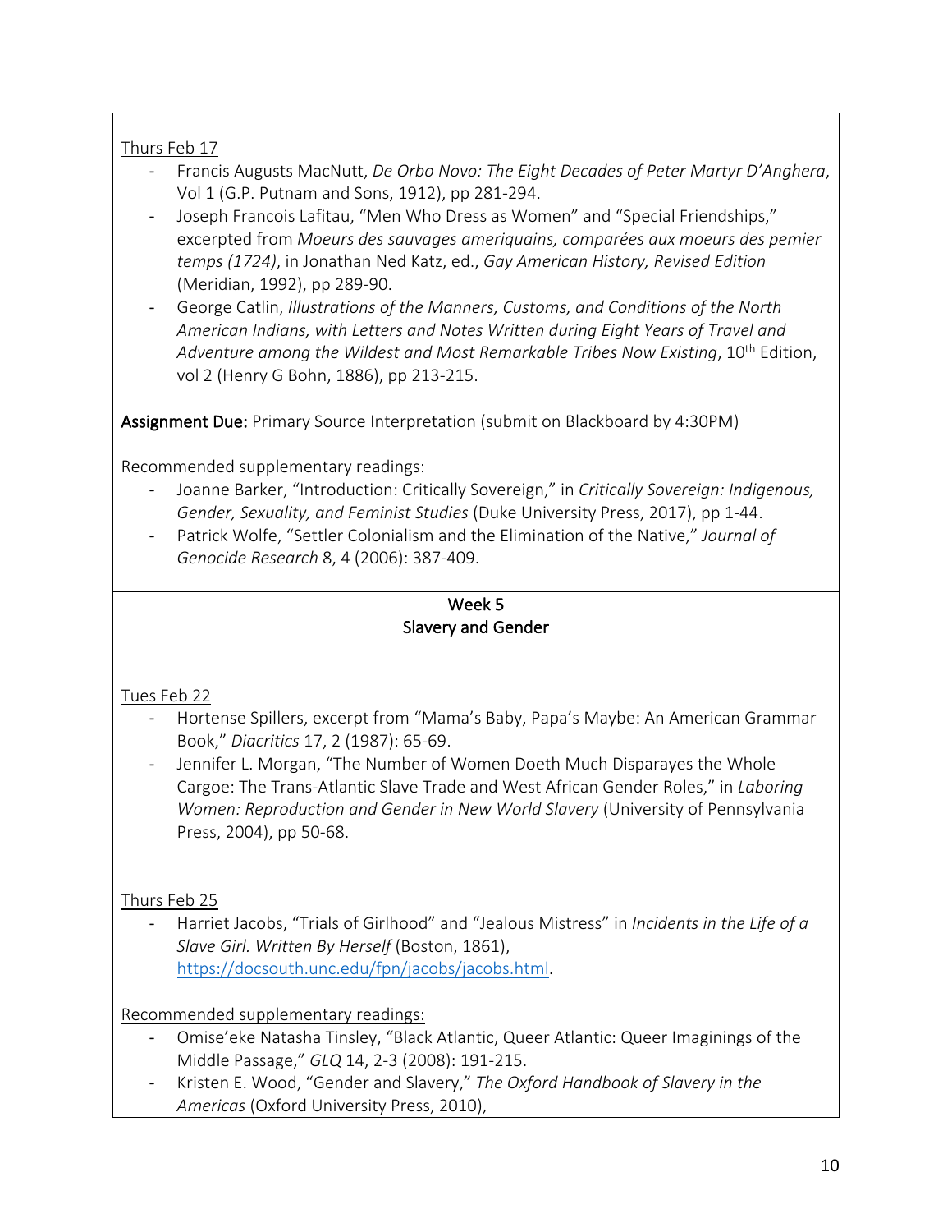Thurs Feb 17

- Francis Augusts MacNutt, *De Orbo Novo: The Eight Decades of Peter Martyr D'Anghera*, Vol 1 (G.P. Putnam and Sons, 1912), pp 281-294.
- Joseph Francois Lafitau, "Men Who Dress as Women" and "Special Friendships," excerpted from *Moeurs des sauvages ameriquains, comparées aux moeurs des pemier temps (1724)*, in Jonathan Ned Katz, ed., *Gay American History, Revised Edition* (Meridian, 1992), pp 289-90.
- George Catlin, *Illustrations of the Manners, Customs, and Conditions of the North American Indians, with Letters and Notes Written during Eight Years of Travel and Adventure among the Wildest and Most Remarkable Tribes Now Existing*, 10th Edition, vol 2 (Henry G Bohn, 1886), pp 213-215.

**Assignment Due:** Primary Source Interpretation (submit on Blackboard by 4:30PM)

Recommended supplementary readings:

- Joanne Barker, "Introduction: Critically Sovereign," in *Critically Sovereign: Indigenous, Gender, Sexuality, and Feminist Studies* (Duke University Press, 2017), pp 1-44.
- Patrick Wolfe, "Settler Colonialism and the Elimination of the Native," *Journal of Genocide Research* 8, 4 (2006): 387-409.

## Week 5
## Slavery and Gender

Tues Feb 22

- Hortense Spillers, excerpt from "Mama's Baby, Papa's Maybe: An American Grammar Book," *Diacritics* 17, 2 (1987): 65-69.
- Jennifer L. Morgan, "The Number of Women Doeth Much Disparayes the Whole Cargoe: The Trans-Atlantic Slave Trade and West African Gender Roles," in *Laboring Women: Reproduction and Gender in New World Slavery* (University of Pennsylvania Press, 2004), pp 50-68.

Thurs Feb 25

- Harriet Jacobs, "Trials of Girlhood" and "Jealous Mistress" in *Incidents in the Life of a Slave Girl. Written By Herself* (Boston, 1861), https://docsouth.unc.edu/fpn/jacobs/jacobs.html.

Recommended supplementary readings:

- Omise'eke Natasha Tinsley, "Black Atlantic, Queer Atlantic: Queer Imaginings of the Middle Passage," *GLQ* 14, 2-3 (2008): 191-215.
- Kristen E. Wood, "Gender and Slavery," *The Oxford Handbook of Slavery in the Americas* (Oxford University Press, 2010),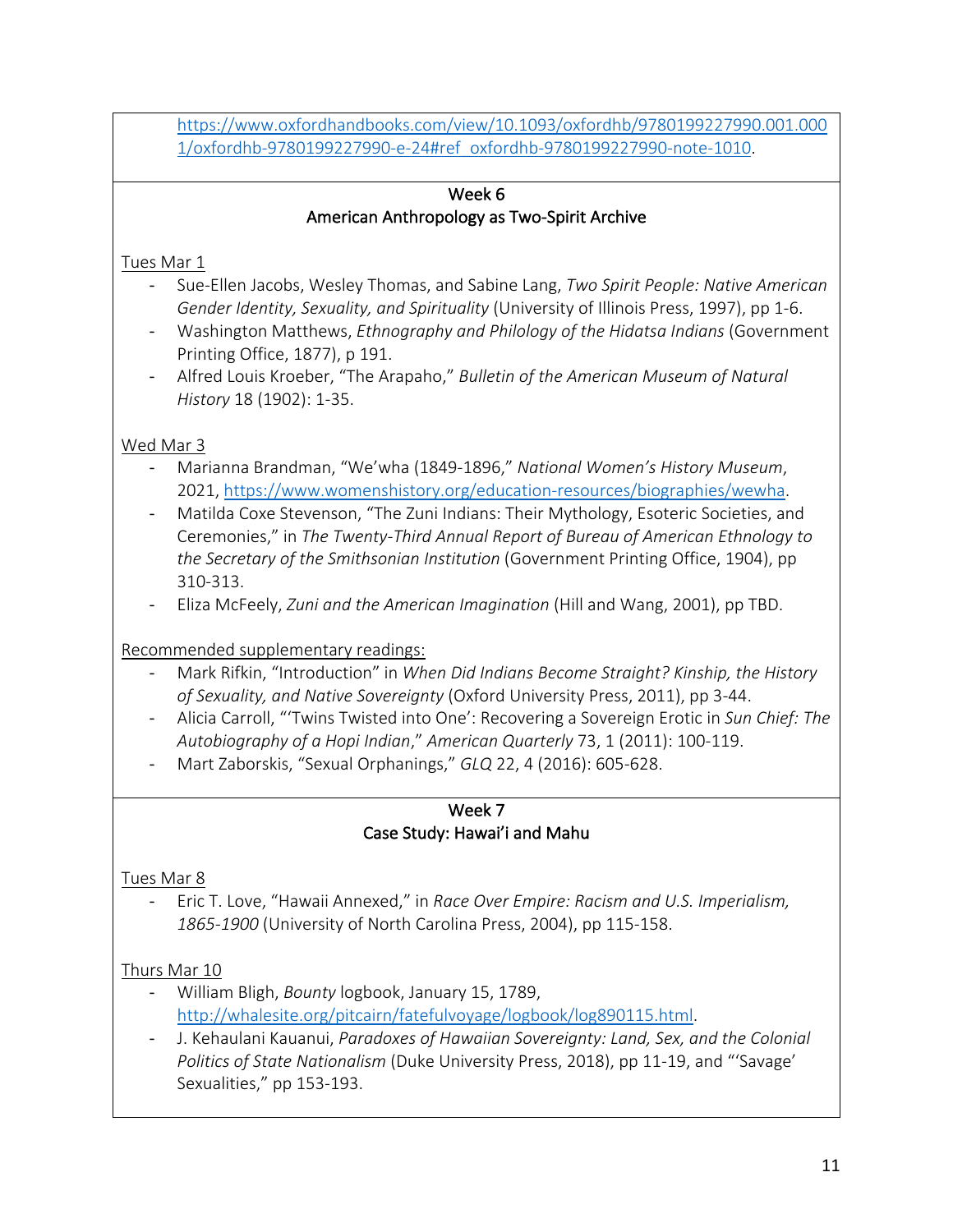https://www.oxfordhandbooks.com/view/10.1093/oxfordhb/9780199227990.001.0001/oxfordhb-9780199227990-e-24#ref_oxfordhb-9780199227990-note-1010.

## Week 6
## American Anthropology as Two-Spirit Archive

Tues Mar 1

- Sue-Ellen Jacobs, Wesley Thomas, and Sabine Lang, *Two Spirit People: Native American Gender Identity, Sexuality, and Spirituality* (University of Illinois Press, 1997), pp 1-6.
- Washington Matthews, *Ethnography and Philology of the Hidatsa Indians* (Government Printing Office, 1877), p 191.
- Alfred Louis Kroeber, "The Arapaho," *Bulletin of the American Museum of Natural History* 18 (1902): 1-35.

Wed Mar 3

- Marianna Brandman, "We'wha (1849-1896," *National Women's History Museum*, 2021, https://www.womenshistory.org/education-resources/biographies/wewha.
- Matilda Coxe Stevenson, "The Zuni Indians: Their Mythology, Esoteric Societies, and Ceremonies," in *The Twenty-Third Annual Report of Bureau of American Ethnology to the Secretary of the Smithsonian Institution* (Government Printing Office, 1904), pp 310-313.
- Eliza McFeely, *Zuni and the American Imagination* (Hill and Wang, 2001), pp TBD.

Recommended supplementary readings:

- Mark Rifkin, "Introduction" in *When Did Indians Become Straight? Kinship, the History of Sexuality, and Native Sovereignty* (Oxford University Press, 2011), pp 3-44.
- Alicia Carroll, "'Twins Twisted into One': Recovering a Sovereign Erotic in *Sun Chief: The Autobiography of a Hopi Indian*," *American Quarterly* 73, 1 (2011): 100-119.
- Mart Zaborskis, "Sexual Orphanings," *GLQ* 22, 4 (2016): 605-628.

## Week 7
## Case Study: Hawai'i and Mahu

Tues Mar 8

- Eric T. Love, "Hawaii Annexed," in *Race Over Empire: Racism and U.S. Imperialism, 1865-1900* (University of North Carolina Press, 2004), pp 115-158.

Thurs Mar 10

- William Bligh, *Bounty* logbook, January 15, 1789, http://whalesite.org/pitcairn/fatefulvoyage/logbook/log890115.html.
- J. Kehaulani Kauanui, *Paradoxes of Hawaiian Sovereignty: Land, Sex, and the Colonial Politics of State Nationalism* (Duke University Press, 2018), pp 11-19, and "'Savage' Sexualities," pp 153-193.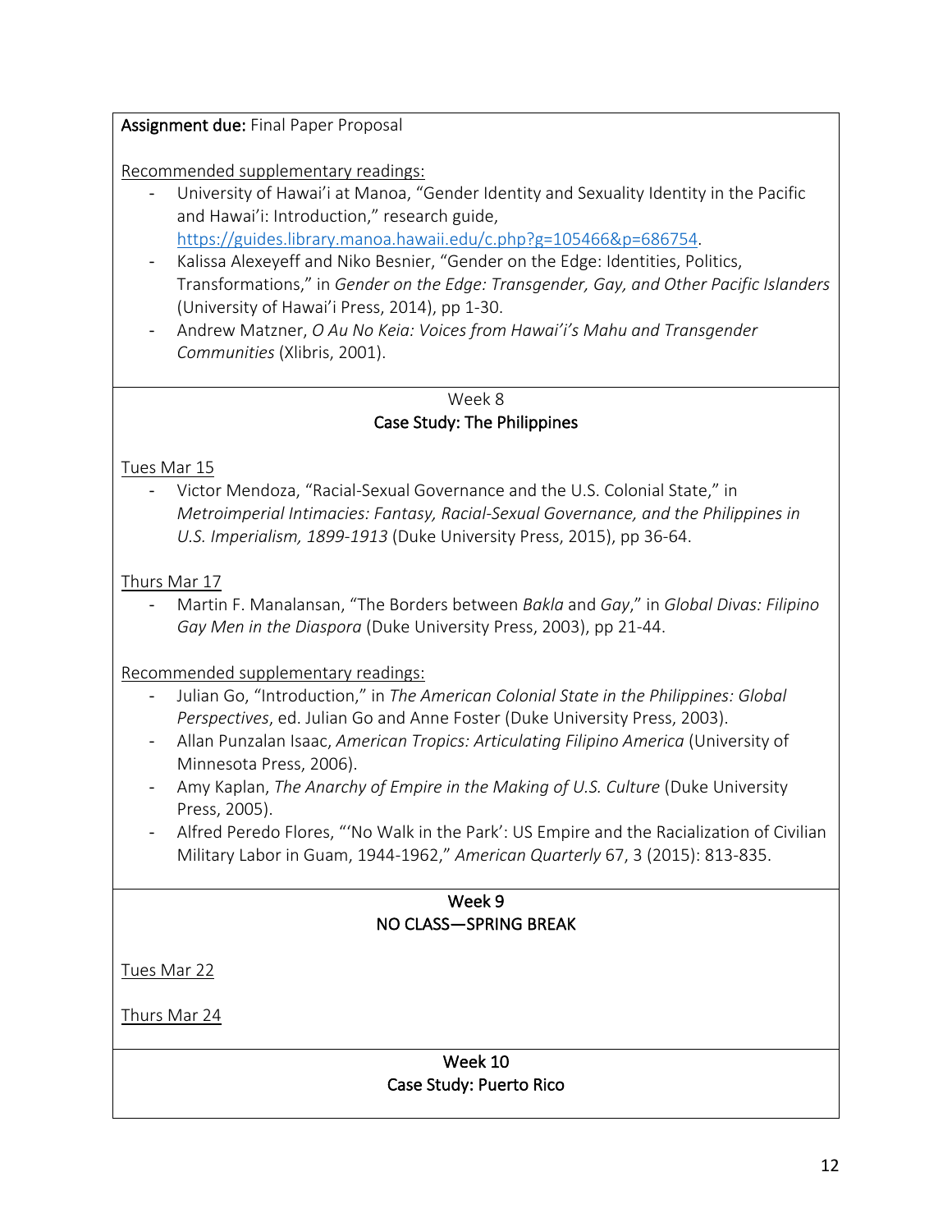**Assignment due:** Final Paper Proposal

Recommended supplementary readings:

- University of Hawai'i at Manoa, "Gender Identity and Sexuality Identity in the Pacific and Hawai'i: Introduction," research guide, https://guides.library.manoa.hawaii.edu/c.php?g=105466&p=686754.
- Kalissa Alexeyeff and Niko Besnier, "Gender on the Edge: Identities, Politics, Transformations," in *Gender on the Edge: Transgender, Gay, and Other Pacific Islanders* (University of Hawai'i Press, 2014), pp 1-30.
- Andrew Matzner, *O Au No Keia: Voices from Hawai'i's Mahu and Transgender Communities* (Xlibris, 2001).

## Week 8
## Case Study: The Philippines

Tues Mar 15

- Victor Mendoza, "Racial-Sexual Governance and the U.S. Colonial State," in *Metroimperial Intimacies: Fantasy, Racial-Sexual Governance, and the Philippines in U.S. Imperialism, 1899-1913* (Duke University Press, 2015), pp 36-64.

Thurs Mar 17

- Martin F. Manalansan, "The Borders between *Bakla* and *Gay*," in *Global Divas: Filipino Gay Men in the Diaspora* (Duke University Press, 2003), pp 21-44.

Recommended supplementary readings:

- Julian Go, "Introduction," in *The American Colonial State in the Philippines: Global Perspectives*, ed. Julian Go and Anne Foster (Duke University Press, 2003).
- Allan Punzalan Isaac, *American Tropics: Articulating Filipino America* (University of Minnesota Press, 2006).
- Amy Kaplan, *The Anarchy of Empire in the Making of U.S. Culture* (Duke University Press, 2005).
- Alfred Peredo Flores, "'No Walk in the Park': US Empire and the Racialization of Civilian Military Labor in Guam, 1944-1962," *American Quarterly* 67, 3 (2015): 813-835.

## Week 9
## NO CLASS—SPRING BREAK

Tues Mar 22

Thurs Mar 24

## Week 10
## Case Study: Puerto Rico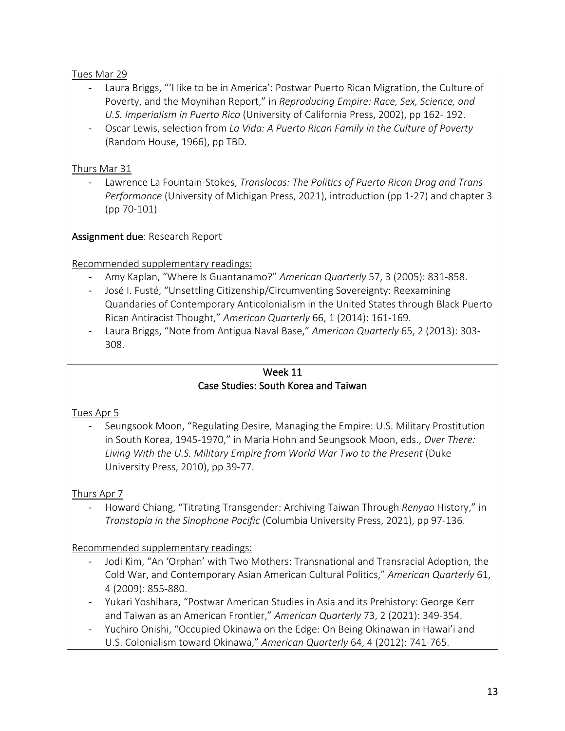Tues Mar 29

- Laura Briggs, "'I like to be in America': Postwar Puerto Rican Migration, the Culture of Poverty, and the Moynihan Report," in *Reproducing Empire: Race, Sex, Science, and U.S. Imperialism in Puerto Rico* (University of California Press, 2002), pp 162- 192.
- Oscar Lewis, selection from *La Vida: A Puerto Rican Family in the Culture of Poverty* (Random House, 1966), pp TBD.

Thurs Mar 31

- Lawrence La Fountain-Stokes, *Translocas: The Politics of Puerto Rican Drag and Trans Performance* (University of Michigan Press, 2021), introduction (pp 1-27) and chapter 3 (pp 70-101)

**Assignment due**: Research Report

Recommended supplementary readings:

- Amy Kaplan, "Where Is Guantanamo?" *American Quarterly* 57, 3 (2005): 831-858.
- José I. Fusté, "Unsettling Citizenship/Circumventing Sovereignty: Reexamining Quandaries of Contemporary Anticolonialism in the United States through Black Puerto Rican Antiracist Thought," *American Quarterly* 66, 1 (2014): 161-169.
- Laura Briggs, "Note from Antigua Naval Base," *American Quarterly* 65, 2 (2013): 303-308.

## Week 11
## Case Studies: South Korea and Taiwan

Tues Apr 5

- Seungsook Moon, "Regulating Desire, Managing the Empire: U.S. Military Prostitution in South Korea, 1945-1970," in Maria Hohn and Seungsook Moon, eds., *Over There: Living With the U.S. Military Empire from World War Two to the Present* (Duke University Press, 2010), pp 39-77.

Thurs Apr 7

- Howard Chiang, "Titrating Transgender: Archiving Taiwan Through *Renyao* History," in *Transtopia in the Sinophone Pacific* (Columbia University Press, 2021), pp 97-136.

Recommended supplementary readings:

- Jodi Kim, "An 'Orphan' with Two Mothers: Transnational and Transracial Adoption, the Cold War, and Contemporary Asian American Cultural Politics," *American Quarterly* 61, 4 (2009): 855-880.
- Yukari Yoshihara, "Postwar American Studies in Asia and its Prehistory: George Kerr and Taiwan as an American Frontier," *American Quarterly* 73, 2 (2021): 349-354.
- Yuchiro Onishi, "Occupied Okinawa on the Edge: On Being Okinawan in Hawai'i and U.S. Colonialism toward Okinawa," *American Quarterly* 64, 4 (2012): 741-765.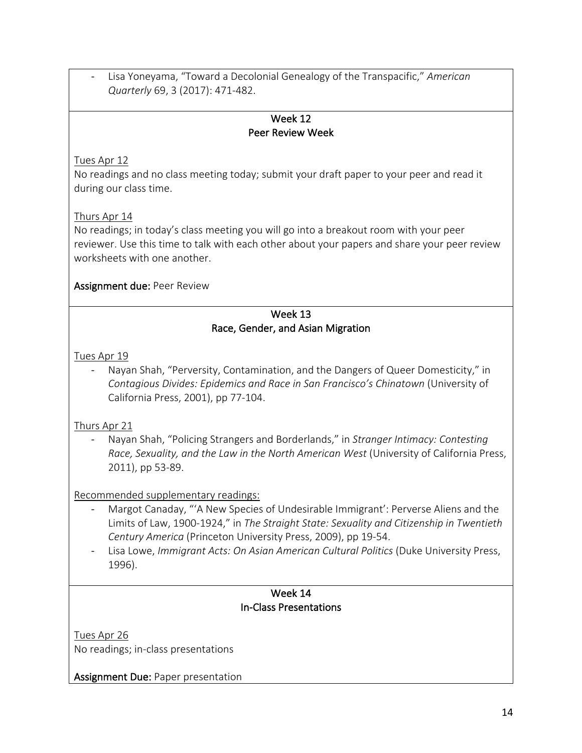- Lisa Yoneyama, "Toward a Decolonial Genealogy of the Transpacific," *American Quarterly* 69, 3 (2017): 471-482.

### Week 12
### Peer Review Week

Tues Apr 12

No readings and no class meeting today; submit your draft paper to your peer and read it during our class time.

Thurs Apr 14

No readings; in today's class meeting you will go into a breakout room with your peer reviewer. Use this time to talk with each other about your papers and share your peer review worksheets with one another.

**Assignment due:** Peer Review

### Week 13
### Race, Gender, and Asian Migration

Tues Apr 19

- Nayan Shah, "Perversity, Contamination, and the Dangers of Queer Domesticity," in *Contagious Divides: Epidemics and Race in San Francisco's Chinatown* (University of California Press, 2001), pp 77-104.

Thurs Apr 21

- Nayan Shah, "Policing Strangers and Borderlands," in *Stranger Intimacy: Contesting Race, Sexuality, and the Law in the North American West* (University of California Press, 2011), pp 53-89.

Recommended supplementary readings:

- Margot Canaday, "'A New Species of Undesirable Immigrant': Perverse Aliens and the Limits of Law, 1900-1924," in *The Straight State: Sexuality and Citizenship in Twentieth Century America* (Princeton University Press, 2009), pp 19-54.
- Lisa Lowe, *Immigrant Acts: On Asian American Cultural Politics* (Duke University Press, 1996).

### Week 14
### In-Class Presentations

Tues Apr 26

No readings; in-class presentations

**Assignment Due:** Paper presentation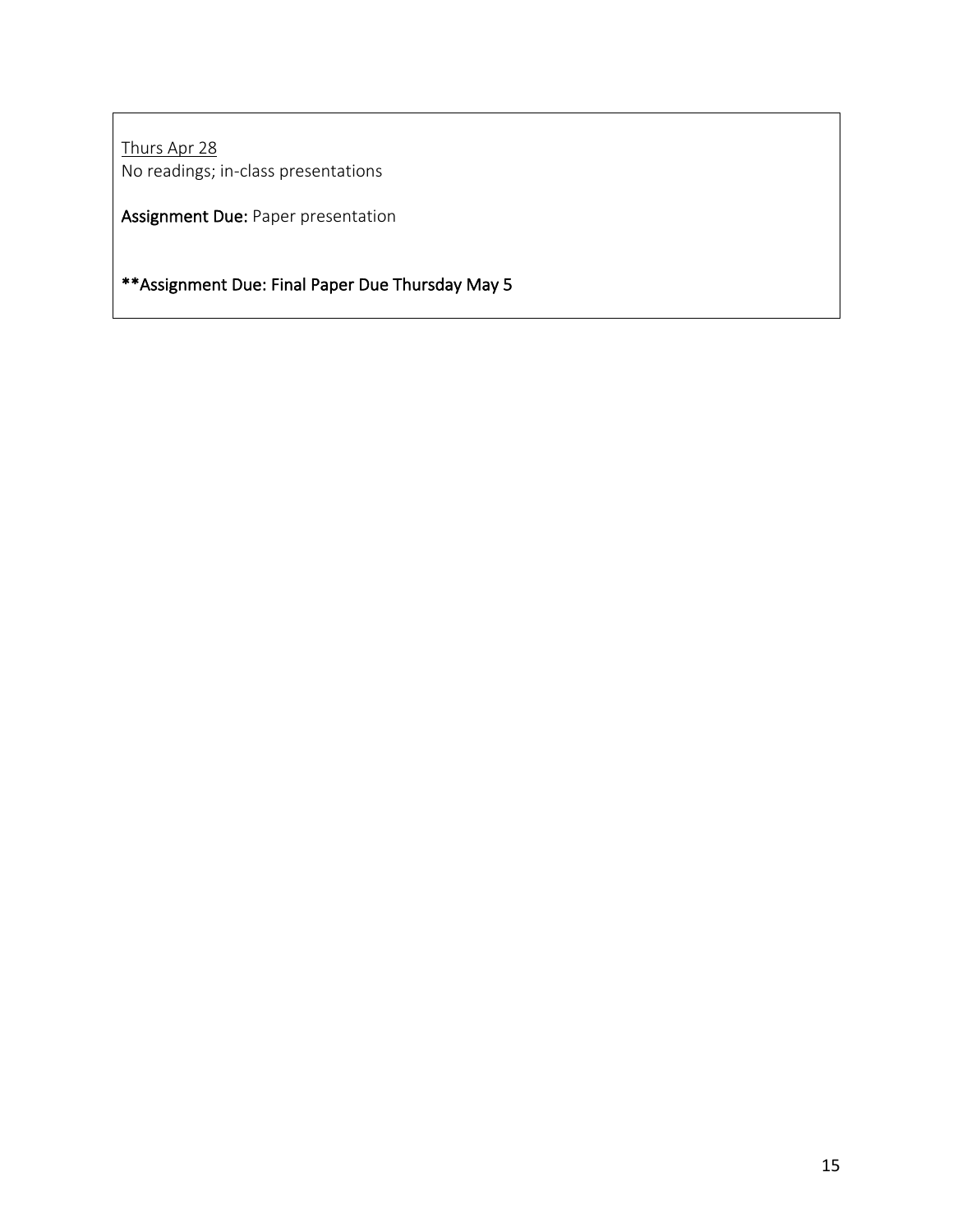<u>Thurs Apr 28</u>
No readings; in-class presentations

**Assignment Due:** Paper presentation

**\*\*Assignment Due: Final Paper Due Thursday May 5**